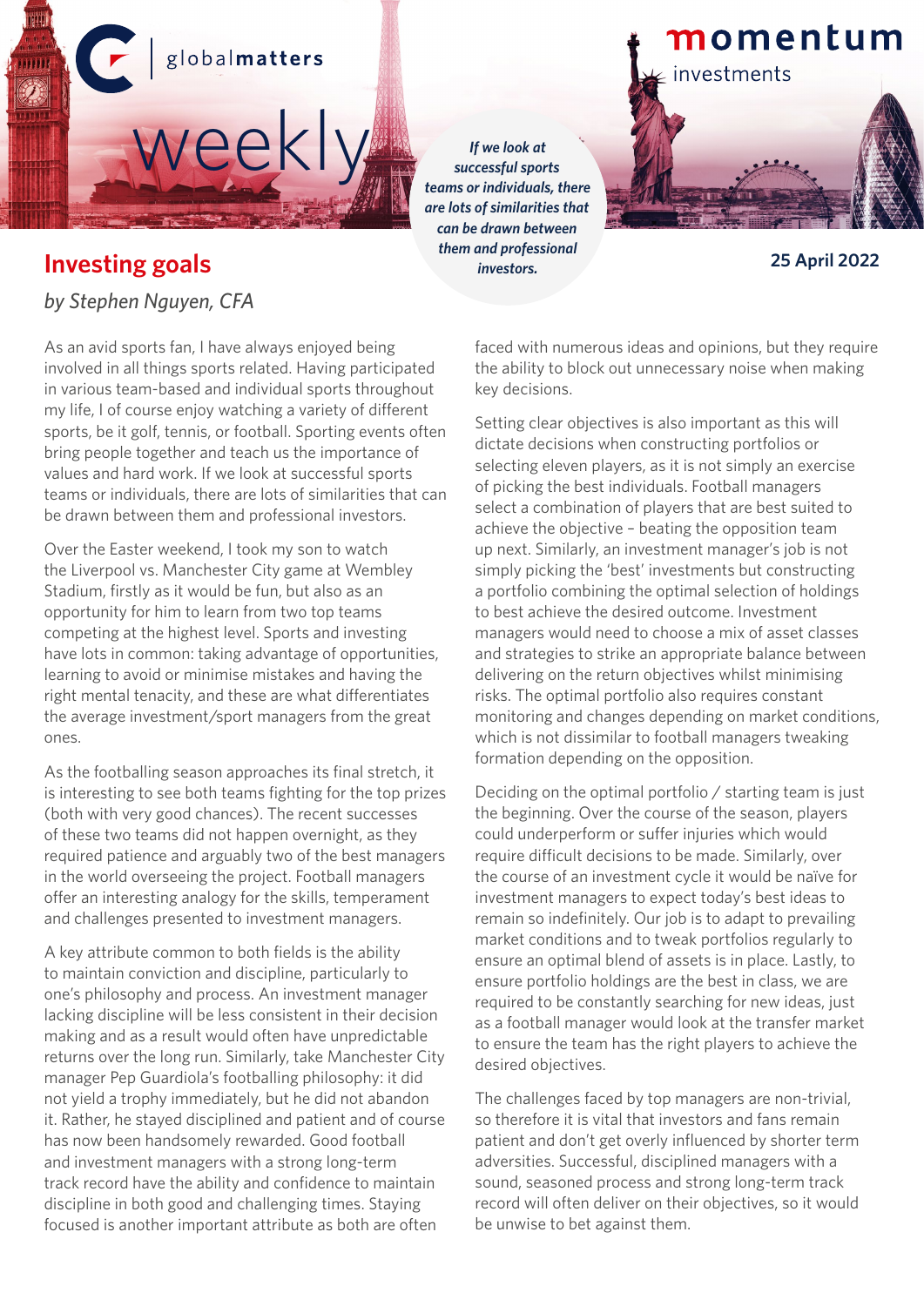globalmatters

# weekly

momentum investments

*If we look at successful sports teams or individuals, there are lots of similarities that can be drawn between them and professional investors.*

## Investing goals

*by Stephen Nguyen, CFA*

**25 April 2022**

As an avid sports fan, I have always enjoyed being involved in all things sports related. Having participated in various team-based and individual sports throughout my life, I of course enjoy watching a variety of different sports, be it golf, tennis, or football. Sporting events often bring people together and teach us the importance of values and hard work. If we look at successful sports teams or individuals, there are lots of similarities that can be drawn between them and professional investors.

Over the Easter weekend, I took my son to watch the Liverpool vs. Manchester City game at Wembley Stadium, firstly as it would be fun, but also as an opportunity for him to learn from two top teams competing at the highest level. Sports and investing have lots in common: taking advantage of opportunities, learning to avoid or minimise mistakes and having the right mental tenacity, and these are what differentiates the average investment/sport managers from the great ones.

As the footballing season approaches its final stretch, it is interesting to see both teams fighting for the top prizes (both with very good chances). The recent successes of these two teams did not happen overnight, as they required patience and arguably two of the best managers in the world overseeing the project. Football managers offer an interesting analogy for the skills, temperament and challenges presented to investment managers.

A key attribute common to both fields is the ability to maintain conviction and discipline, particularly to one's philosophy and process. An investment manager lacking discipline will be less consistent in their decision making and as a result would often have unpredictable returns over the long run. Similarly, take Manchester City manager Pep Guardiola's footballing philosophy: it did not yield a trophy immediately, but he did not abandon it. Rather, he stayed disciplined and patient and of course has now been handsomely rewarded. Good football and investment managers with a strong long-term track record have the ability and confidence to maintain discipline in both good and challenging times. Staying focused is another important attribute as both are often faced with numerous ideas and opinions, but they require the ability to block out unnecessary noise when making key decisions.

Setting clear objectives is also important as this will dictate decisions when constructing portfolios or selecting eleven players, as it is not simply an exercise of picking the best individuals. Football managers select a combination of players that are best suited to achieve the objective – beating the opposition team up next. Similarly, an investment manager's job is not simply picking the 'best' investments but constructing a portfolio combining the optimal selection of holdings to best achieve the desired outcome. Investment managers would need to choose a mix of asset classes and strategies to strike an appropriate balance between delivering on the return objectives whilst minimising risks. The optimal portfolio also requires constant monitoring and changes depending on market conditions, which is not dissimilar to football managers tweaking formation depending on the opposition.

Deciding on the optimal portfolio / starting team is just the beginning. Over the course of the season, players could underperform or suffer injuries which would require difficult decisions to be made. Similarly, over the course of an investment cycle it would be naïve for investment managers to expect today's best ideas to remain so indefinitely. Our job is to adapt to prevailing market conditions and to tweak portfolios regularly to ensure an optimal blend of assets is in place. Lastly, to ensure portfolio holdings are the best in class, we are required to be constantly searching for new ideas, just as a football manager would look at the transfer market to ensure the team has the right players to achieve the desired objectives.

The challenges faced by top managers are non-trivial, so therefore it is vital that investors and fans remain patient and don't get overly influenced by shorter term adversities. Successful, disciplined managers with a sound, seasoned process and strong long-term track record will often deliver on their objectives, so it would be unwise to bet against them.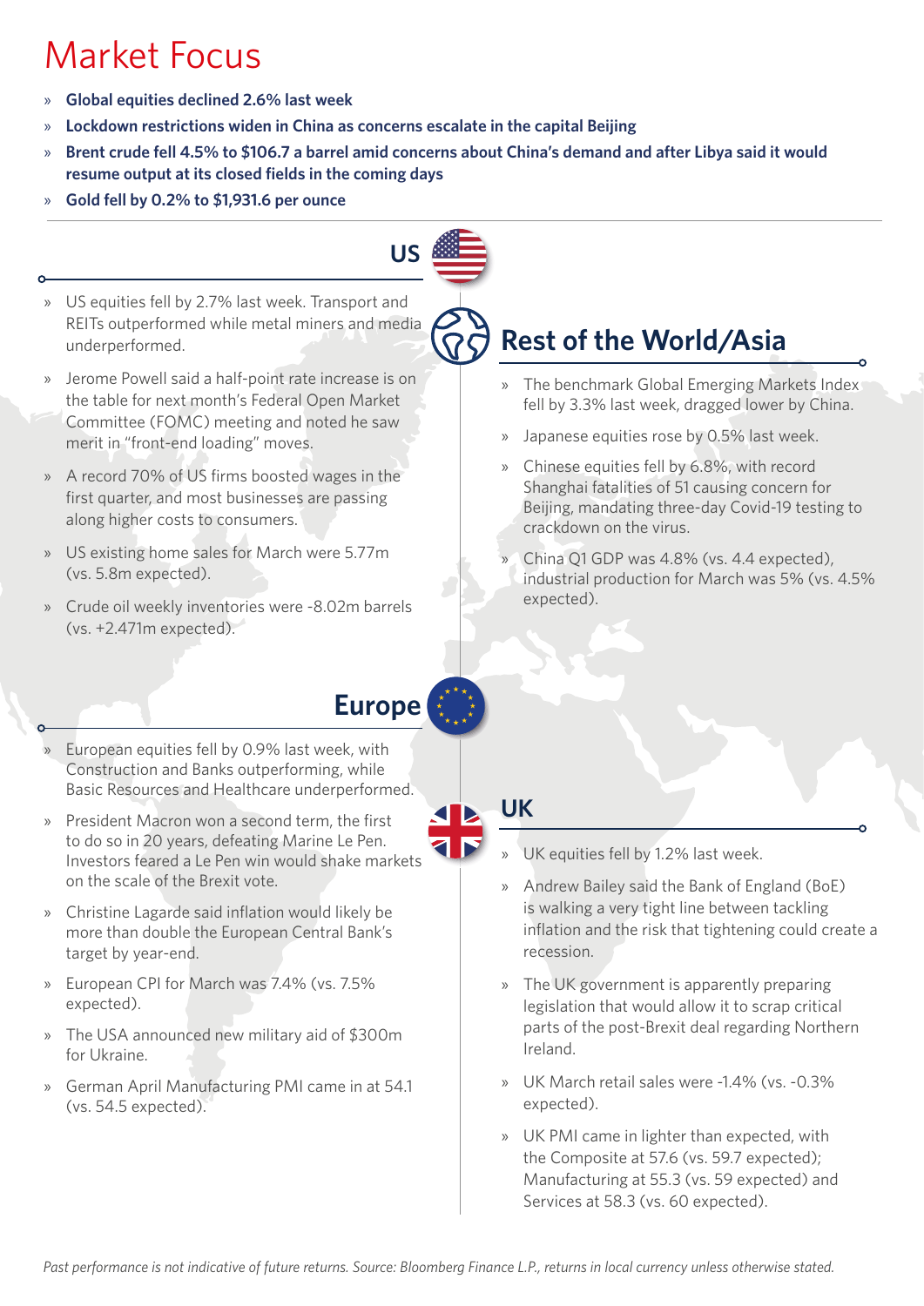# Market Focus

- **Global equities declined 2.6% last week**
- **Lockdown restrictions widen in China as concerns escalate in the capital Beijing**
- **Brent crude fell 4.5% to $106.7 a barrel amid concerns about China's demand and after Libya said it would resume output at its closed fields in the coming days**
- **Gold fell by 0.2% to $1,931.6 per ounce**

## US

- US equities fell by 2.7% last week. Transport and REITs outperformed while metal miners and media underperformed.
- Jerome Powell said a half-point rate increase is on the table for next month's Federal Open Market Committee (FOMC) meeting and noted he saw merit in "front-end loading" moves.
- A record 70% of US firms boosted wages in the first quarter, and most businesses are passing along higher costs to consumers.
- US existing home sales for March were 5.77m (vs. 5.8m expected).
- Crude oil weekly inventories were -8.02m barrels (vs. +2.471m expected).

## Europe

- European equities fell by 0.9% last week, with Construction and Banks outperforming, while Basic Resources and Healthcare underperformed.
- President Macron won a second term, the first to do so in 20 years, defeating Marine Le Pen. Investors feared a Le Pen win would shake markets on the scale of the Brexit vote.
- Christine Lagarde said inflation would likely be more than double the European Central Bank's target by year-end.
- European CPI for March was 7.4% (vs. 7.5% expected).
- The USA announced new military aid of $300m for Ukraine.
- German April Manufacturing PMI came in at 54.1 (vs. 54.5 expected).

## Rest of the World/Asia

- The benchmark Global Emerging Markets Index fell by 3.3% last week, dragged lower by China.
- Japanese equities rose by 0.5% last week.
- Chinese equities fell by 6.8%, with record Shanghai fatalities of 51 causing concern for Beijing, mandating three-day Covid-19 testing to crackdown on the virus.
- China Q1 GDP was 4.8% (vs. 4.4 expected), industrial production for March was 5% (vs. 4.5% expected).

## UK

- UK equities fell by 1.2% last week.
- Andrew Bailey said the Bank of England (BoE) is walking a very tight line between tackling inflation and the risk that tightening could create a recession.
- The UK government is apparently preparing legislation that would allow it to scrap critical parts of the post-Brexit deal regarding Northern Ireland.
- UK March retail sales were -1.4% (vs. -0.3% expected).
- UK PMI came in lighter than expected, with the Composite at 57.6 (vs. 59.7 expected); Manufacturing at 55.3 (vs. 59 expected) and Services at 58.3 (vs. 60 expected).

*Past performance is not indicative of future returns. Source: Bloomberg Finance L.P., returns in local currency unless otherwise stated.*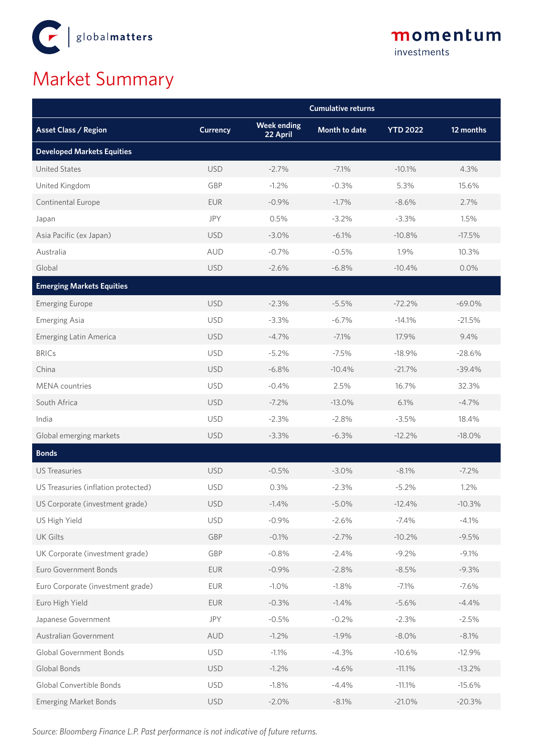# Market Summary

| Asset Class / Region | Currency | Cumulative returns | | | |
|---|---|---|---|---|---|
| | | Week ending 22 April | Month to date | YTD 2022 | 12 months |
| **Developed Markets Equities** | | | | | |
| United States | USD | -2.7% | -7.1% | -10.1% | 4.3% |
| United Kingdom | GBP | -1.2% | -0.3% | 5.3% | 15.6% |
| Continental Europe | EUR | -0.9% | -1.7% | -8.6% | 2.7% |
| Japan | JPY | 0.5% | -3.2% | -3.3% | 1.5% |
| Asia Pacific (ex Japan) | USD | -3.0% | -6.1% | -10.8% | -17.5% |
| Australia | AUD | -0.7% | -0.5% | 1.9% | 10.3% |
| Global | USD | -2.6% | -6.8% | -10.4% | 0.0% |
| **Emerging Markets Equities** | | | | | |
| Emerging Europe | USD | -2.3% | -5.5% | -72.2% | -69.0% |
| Emerging Asia | USD | -3.3% | -6.7% | -14.1% | -21.5% |
| Emerging Latin America | USD | -4.7% | -7.1% | 17.9% | 9.4% |
| BRICs | USD | -5.2% | -7.5% | -18.9% | -28.6% |
| China | USD | -6.8% | -10.4% | -21.7% | -39.4% |
| MENA countries | USD | -0.4% | 2.5% | 16.7% | 32.3% |
| South Africa | USD | -7.2% | -13.0% | 6.1% | -4.7% |
| India | USD | -2.3% | -2.8% | -3.5% | 18.4% |
| Global emerging markets | USD | -3.3% | -6.3% | -12.2% | -18.0% |
| **Bonds** | | | | | |
| US Treasuries | USD | -0.5% | -3.0% | -8.1% | -7.2% |
| US Treasuries (inflation protected) | USD | 0.3% | -2.3% | -5.2% | 1.2% |
| US Corporate (investment grade) | USD | -1.4% | -5.0% | -12.4% | -10.3% |
| US High Yield | USD | -0.9% | -2.6% | -7.4% | -4.1% |
| UK Gilts | GBP | -0.1% | -2.7% | -10.2% | -9.5% |
| UK Corporate (investment grade) | GBP | -0.8% | -2.4% | -9.2% | -9.1% |
| Euro Government Bonds | EUR | -0.9% | -2.8% | -8.5% | -9.3% |
| Euro Corporate (investment grade) | EUR | -1.0% | -1.8% | -7.1% | -7.6% |
| Euro High Yield | EUR | -0.3% | -1.4% | -5.6% | -4.4% |
| Japanese Government | JPY | -0.5% | -0.2% | -2.3% | -2.5% |
| Australian Government | AUD | -1.2% | -1.9% | -8.0% | -8.1% |
| Global Government Bonds | USD | -1.1% | -4.3% | -10.6% | -12.9% |
| Global Bonds | USD | -1.2% | -4.6% | -11.1% | -13.2% |
| Global Convertible Bonds | USD | -1.8% | -4.4% | -11.1% | -15.6% |
| Emerging Market Bonds | USD | -2.0% | -8.1% | -21.0% | -20.3% |

*Source: Bloomberg Finance L.P. Past performance is not indicative of future returns.*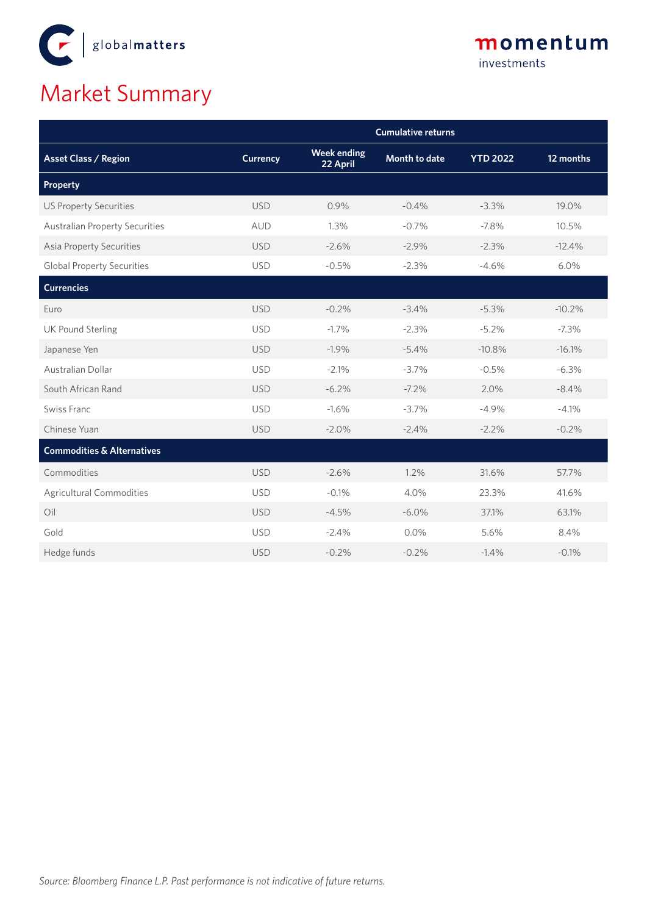# Market Summary

| | | Cumulative returns | | | |
|---|---|---|---|---|---|
| **Asset Class / Region** | **Currency** | **Week ending 22 April** | **Month to date** | **YTD 2022** | **12 months** |
| **Property** | | | | | |
| US Property Securities | USD | 0.9% | -0.4% | -3.3% | 19.0% |
| Australian Property Securities | AUD | 1.3% | -0.7% | -7.8% | 10.5% |
| Asia Property Securities | USD | -2.6% | -2.9% | -2.3% | -12.4% |
| Global Property Securities | USD | -0.5% | -2.3% | -4.6% | 6.0% |
| **Currencies** | | | | | |
| Euro | USD | -0.2% | -3.4% | -5.3% | -10.2% |
| UK Pound Sterling | USD | -1.7% | -2.3% | -5.2% | -7.3% |
| Japanese Yen | USD | -1.9% | -5.4% | -10.8% | -16.1% |
| Australian Dollar | USD | -2.1% | -3.7% | -0.5% | -6.3% |
| South African Rand | USD | -6.2% | -7.2% | 2.0% | -8.4% |
| Swiss Franc | USD | -1.6% | -3.7% | -4.9% | -4.1% |
| Chinese Yuan | USD | -2.0% | -2.4% | -2.2% | -0.2% |
| **Commodities & Alternatives** | | | | | |
| Commodities | USD | -2.6% | 1.2% | 31.6% | 57.7% |
| Agricultural Commodities | USD | -0.1% | 4.0% | 23.3% | 41.6% |
| Oil | USD | -4.5% | -6.0% | 37.1% | 63.1% |
| Gold | USD | -2.4% | 0.0% | 5.6% | 8.4% |
| Hedge funds | USD | -0.2% | -0.2% | -1.4% | -0.1% |

*Source: Bloomberg Finance L.P. Past performance is not indicative of future returns.*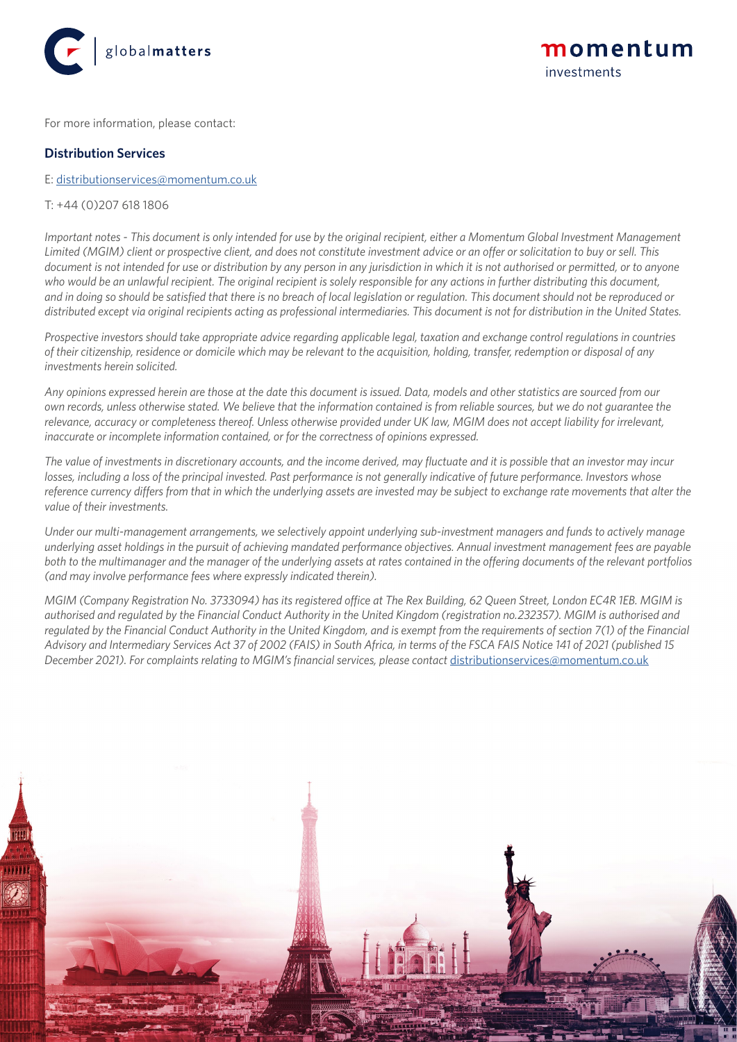For more information, please contact:

**Distribution Services**

E: distributionservices@momentum.co.uk

T: +44 (0)207 618 1806

*Important notes - This document is only intended for use by the original recipient, either a Momentum Global Investment Management Limited (MGIM) client or prospective client, and does not constitute investment advice or an offer or solicitation to buy or sell. This document is not intended for use or distribution by any person in any jurisdiction in which it is not authorised or permitted, or to anyone who would be an unlawful recipient. The original recipient is solely responsible for any actions in further distributing this document, and in doing so should be satisfied that there is no breach of local legislation or regulation. This document should not be reproduced or distributed except via original recipients acting as professional intermediaries. This document is not for distribution in the United States.*

*Prospective investors should take appropriate advice regarding applicable legal, taxation and exchange control regulations in countries of their citizenship, residence or domicile which may be relevant to the acquisition, holding, transfer, redemption or disposal of any investments herein solicited.*

*Any opinions expressed herein are those at the date this document is issued. Data, models and other statistics are sourced from our own records, unless otherwise stated. We believe that the information contained is from reliable sources, but we do not guarantee the relevance, accuracy or completeness thereof. Unless otherwise provided under UK law, MGIM does not accept liability for irrelevant, inaccurate or incomplete information contained, or for the correctness of opinions expressed.*

*The value of investments in discretionary accounts, and the income derived, may fluctuate and it is possible that an investor may incur losses, including a loss of the principal invested. Past performance is not generally indicative of future performance. Investors whose reference currency differs from that in which the underlying assets are invested may be subject to exchange rate movements that alter the value of their investments.*

*Under our multi-management arrangements, we selectively appoint underlying sub-investment managers and funds to actively manage underlying asset holdings in the pursuit of achieving mandated performance objectives. Annual investment management fees are payable both to the multimanager and the manager of the underlying assets at rates contained in the offering documents of the relevant portfolios (and may involve performance fees where expressly indicated therein).*

*MGIM (Company Registration No. 3733094) has its registered office at The Rex Building, 62 Queen Street, London EC4R 1EB. MGIM is authorised and regulated by the Financial Conduct Authority in the United Kingdom (registration no.232357). MGIM is authorised and regulated by the Financial Conduct Authority in the United Kingdom, and is exempt from the requirements of section 7(1) of the Financial Advisory and Intermediary Services Act 37 of 2002 (FAIS) in South Africa, in terms of the FSCA FAIS Notice 141 of 2021 (published 15 December 2021). For complaints relating to MGIM's financial services, please contact* distributionservices@momentum.co.uk